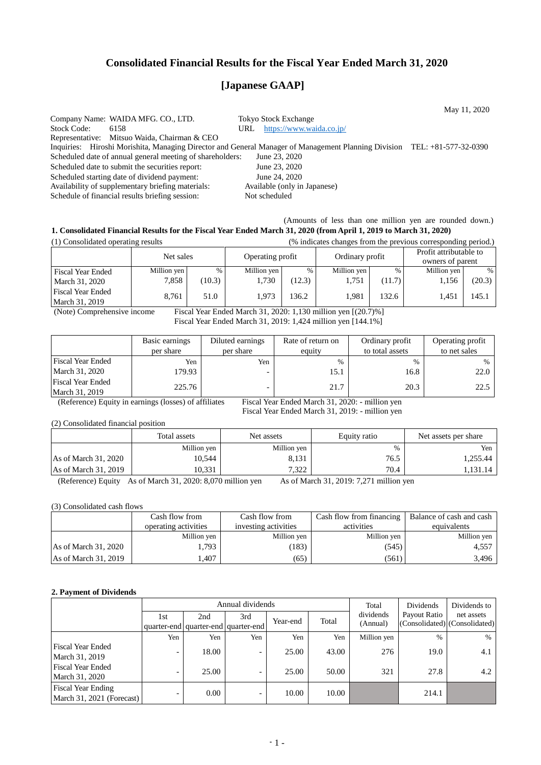# Consolidated Financial Results for the Fiscal Year Ended March 31, 2020

# [Japanese GAAP]

May 11, 2020

Company Name: WAIDA MFG. CO., LTD. Tokyo Stock Exchange
Stock Code: 6158 URL https://www.waida.co.jp/
Representative: Mitsuo Waida, Chairman & CEO
Inquiries: Hiroshi Morishita, Managing Director and General Manager of Management Planning Division TEL: +81-577-32-0390
Scheduled date of annual general meeting of shareholders: June 23, 2020
Scheduled date to submit the securities report: June 23, 2020
Scheduled starting date of dividend payment: June 24, 2020
Availability of supplementary briefing materials: Available (only in Japanese)
Schedule of financial results briefing session: Not scheduled

(Amounts of less than one million yen are rounded down.)

### 1. Consolidated Financial Results for the Fiscal Year Ended March 31, 2020 (from April 1, 2019 to March 31, 2020)

(1) Consolidated operating results (% indicates changes from the previous corresponding period.)

| | Net sales | | Operating profit | | Ordinary profit | | Profit attributable to owners of parent | |
|---|---|---|---|---|---|---|---|---|
| | Million yen | % | Million yen | % | Million yen | % | Million yen | % |
| Fiscal Year Ended March 31, 2020 | 7,858 | (10.3) | 1,730 | (12.3) | 1,751 | (11.7) | 1,156 | (20.3) |
| Fiscal Year Ended March 31, 2019 | 8,761 | 51.0 | 1,973 | 136.2 | 1,981 | 132.6 | 1,451 | 145.1 |

(Note) Comprehensive income Fiscal Year Ended March 31, 2020: 1,130 million yen [(20.7)%]
Fiscal Year Ended March 31, 2019: 1,424 million yen [144.1%]

| | Basic earnings per share | Diluted earnings per share | Rate of return on equity | Ordinary profit to total assets | Operating profit to net sales |
|---|---|---|---|---|---|
| | Yen | Yen | % | % | % |
| Fiscal Year Ended March 31, 2020 | 179.93 | - | 15.1 | 16.8 | 22.0 |
| Fiscal Year Ended March 31, 2019 | 225.76 | - | 21.7 | 20.3 | 22.5 |

(Reference) Equity in earnings (losses) of affiliates Fiscal Year Ended March 31, 2020: - million yen
Fiscal Year Ended March 31, 2019: - million yen

(2) Consolidated financial position

| | Total assets | Net assets | Equity ratio | Net assets per share |
|---|---|---|---|---|
| | Million yen | Million yen | % | Yen |
| As of March 31, 2020 | 10,544 | 8,131 | 76.5 | 1,255.44 |
| As of March 31, 2019 | 10,331 | 7,322 | 70.4 | 1,131.14 |

(Reference) Equity As of March 31, 2020: 8,070 million yen As of March 31, 2019: 7,271 million yen

(3) Consolidated cash flows

| | Cash flow from operating activities | Cash flow from investing activities | Cash flow from financing activities | Balance of cash and cash equivalents |
|---|---|---|---|---|
| | Million yen | Million yen | Million yen | Million yen |
| As of March 31, 2020 | 1,793 | (183) | (545) | 4,557 |
| As of March 31, 2019 | 1,407 | (65) | (561) | 3,496 |

### 2. Payment of Dividends

| | Annual dividends | | | | | Total dividends (Annual) | Dividends Payout Ratio (Consolidated) | Dividends to net assets (Consolidated) |
|---|---|---|---|---|---|---|---|---|
| | 1st quarter-end | 2nd quarter-end | 3rd quarter-end | Year-end | Total | | | |
| | Yen | Yen | Yen | Yen | Yen | Million yen | % | % |
| Fiscal Year Ended March 31, 2019 | - | 18.00 | - | 25.00 | 43.00 | 276 | 19.0 | 4.1 |
| Fiscal Year Ended March 31, 2020 | - | 25.00 | - | 25.00 | 50.00 | 321 | 27.8 | 4.2 |
| Fiscal Year Ending March 31, 2021 (Forecast) | - | 0.00 | - | 10.00 | 10.00 | | 214.1 | |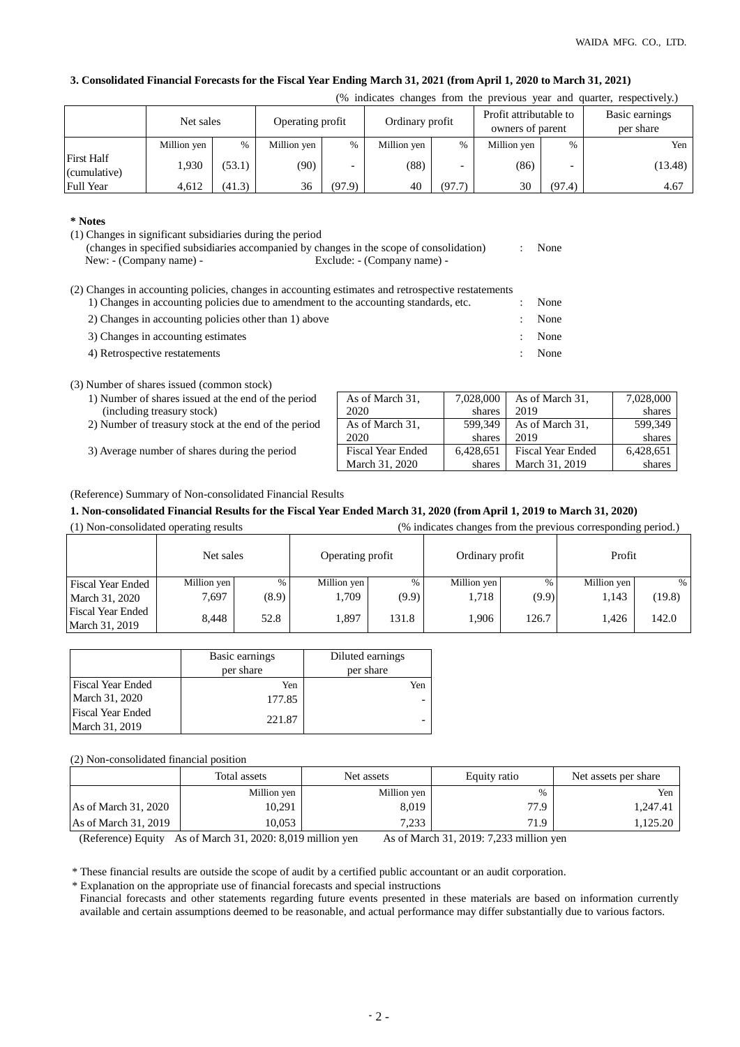### 3. Consolidated Financial Forecasts for the Fiscal Year Ending March 31, 2021 (from April 1, 2020 to March 31, 2021)

(% indicates changes from the previous year and quarter, respectively.)

| | Net sales | | Operating profit | | Ordinary profit | | Profit attributable to owners of parent | | Basic earnings per share |
|---|---|---|---|---|---|---|---|---|---|
| | Million yen | % | Million yen | % | Million yen | % | Million yen | % | Yen |
| First Half (cumulative) | 1,930 | (53.1) | (90) | - | (88) | - | (86) | - | (13.48) |
| Full Year | 4,612 | (41.3) | 36 | (97.9) | 40 | (97.7) | 30 | (97.4) | 4.67 |

**\* Notes**

(1) Changes in significant subsidiaries during the period
(changes in specified subsidiaries accompanied by changes in the scope of consolidation) : None
New: - (Company name) - Exclude: - (Company name) -

(2) Changes in accounting policies, changes in accounting estimates and retrospective restatements

1) Changes in accounting policies due to amendment to the accounting standards, etc. : None
2) Changes in accounting policies other than 1) above : None
3) Changes in accounting estimates : None
4) Retrospective restatements : None

(3) Number of shares issued (common stock)

| | | | | |
|---|---|---|---|---|
| 1) Number of shares issued at the end of the period (including treasury stock) | As of March 31, 2020 | 7,028,000 shares | As of March 31, 2019 | 7,028,000 shares |
| 2) Number of treasury stock at the end of the period | As of March 31, 2020 | 599,349 shares | As of March 31, 2019 | 599,349 shares |
| 3) Average number of shares during the period | Fiscal Year Ended March 31, 2020 | 6,428,651 shares | Fiscal Year Ended March 31, 2019 | 6,428,651 shares |

(Reference) Summary of Non-consolidated Financial Results

### 1. Non-consolidated Financial Results for the Fiscal Year Ended March 31, 2020 (from April 1, 2019 to March 31, 2020)

(1) Non-consolidated operating results (% indicates changes from the previous corresponding period.)

| | Net sales | | Operating profit | | Ordinary profit | | Profit | |
|---|---|---|---|---|---|---|---|---|
| | Million yen | % | Million yen | % | Million yen | % | Million yen | % |
| Fiscal Year Ended March 31, 2020 | 7,697 | (8.9) | 1,709 | (9.9) | 1,718 | (9.9) | 1,143 | (19.8) |
| Fiscal Year Ended March 31, 2019 | 8,448 | 52.8 | 1,897 | 131.8 | 1,906 | 126.7 | 1,426 | 142.0 |

| | Basic earnings per share | Diluted earnings per share |
|---|---|---|
| | Yen | Yen |
| Fiscal Year Ended March 31, 2020 | 177.85 | - |
| Fiscal Year Ended March 31, 2019 | 221.87 | - |

(2) Non-consolidated financial position

| | Total assets | Net assets | Equity ratio | Net assets per share |
|---|---|---|---|---|
| | Million yen | Million yen | % | Yen |
| As of March 31, 2020 | 10,291 | 8,019 | 77.9 | 1,247.41 |
| As of March 31, 2019 | 10,053 | 7,233 | 71.9 | 1,125.20 |

(Reference) Equity As of March 31, 2020: 8,019 million yen As of March 31, 2019: 7,233 million yen

\* These financial results are outside the scope of audit by a certified public accountant or an audit corporation.

\* Explanation on the appropriate use of financial forecasts and special instructions
Financial forecasts and other statements regarding future events presented in these materials are based on information currently available and certain assumptions deemed to be reasonable, and actual performance may differ substantially due to various factors.